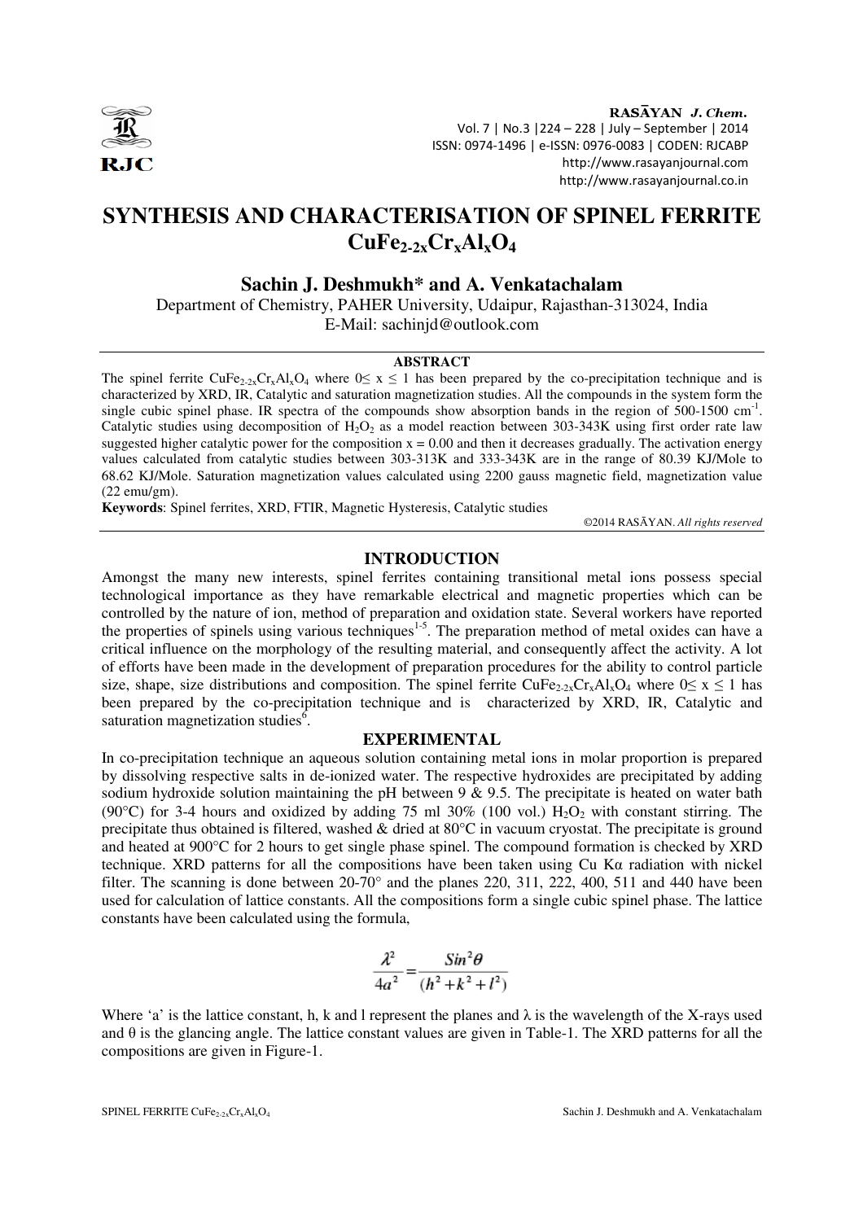# SYNTHESIS AND CHARACTERISATION OF SPINEL FERRITE $CuFe_{2-2x}Cr_xAl_xO_4$

## Sachin J. Deshmukh* and A. Venkatachalam

Department of Chemistry, PAHER University, Udaipur, Rajasthan-313024, India
E-Mail: sachinjd@outlook.com

### ABSTRACT

The spinel ferrite $CuFe_{2-2x}Cr_xAl_xO_4$ where $0 \leq x \leq 1$ has been prepared by the co-precipitation technique and is characterized by XRD, IR, Catalytic and saturation magnetization studies. All the compounds in the system form the single cubic spinel phase. IR spectra of the compounds show absorption bands in the region of 500-1500 $cm^{-1}$. Catalytic studies using decomposition of $H_2O_2$ as a model reaction between 303-343K using first order rate law suggested higher catalytic power for the composition x = 0.00 and then it decreases gradually. The activation energy values calculated from catalytic studies between 303-313K and 333-343K are in the range of 80.39 KJ/Mole to 68.62 KJ/Mole. Saturation magnetization values calculated using 2200 gauss magnetic field, magnetization value (22 emu/gm).

**Keywords**: Spinel ferrites, XRD, FTIR, Magnetic Hysteresis, Catalytic studies

©2014 RASĀYAN. *All rights reserved*

## INTRODUCTION

Amongst the many new interests, spinel ferrites containing transitional metal ions possess special technological importance as they have remarkable electrical and magnetic properties which can be controlled by the nature of ion, method of preparation and oxidation state. Several workers have reported the properties of spinels using various techniques[1-5]. The preparation method of metal oxides can have a critical influence on the morphology of the resulting material, and consequently affect the activity. A lot of efforts have been made in the development of preparation procedures for the ability to control particle size, shape, size distributions and composition. The spinel ferrite $CuFe_{2-2x}Cr_xAl_xO_4$ where $0 \leq x \leq 1$ has been prepared by the co-precipitation technique and is characterized by XRD, IR, Catalytic and saturation magnetization studies[6].

## EXPERIMENTAL

In co-precipitation technique an aqueous solution containing metal ions in molar proportion is prepared by dissolving respective salts in de-ionized water. The respective hydroxides are precipitated by adding sodium hydroxide solution maintaining the pH between 9 & 9.5. The precipitate is heated on water bath (90°C) for 3-4 hours and oxidized by adding 75 ml 30% (100 vol.) $H_2O_2$ with constant stirring. The precipitate thus obtained is filtered, washed & dried at 80°C in vacuum cryostat. The precipitate is ground and heated at 900°C for 2 hours to get single phase spinel. The compound formation is checked by XRD technique. XRD patterns for all the compositions have been taken using Cu Kα radiation with nickel filter. The scanning is done between 20-70° and the planes 220, 311, 222, 400, 511 and 440 have been used for calculation of lattice constants. All the compositions form a single cubic spinel phase. The lattice constants have been calculated using the formula,

$$\frac{\lambda^2}{4a^2} = \frac{Sin^2\theta}{(h^2 + k^2 + l^2)}$$

Where 'a' is the lattice constant, h, k and l represent the planes and λ is the wavelength of the X-rays used and θ is the glancing angle. The lattice constant values are given in Table-1. The XRD patterns for all the compositions are given in Figure-1.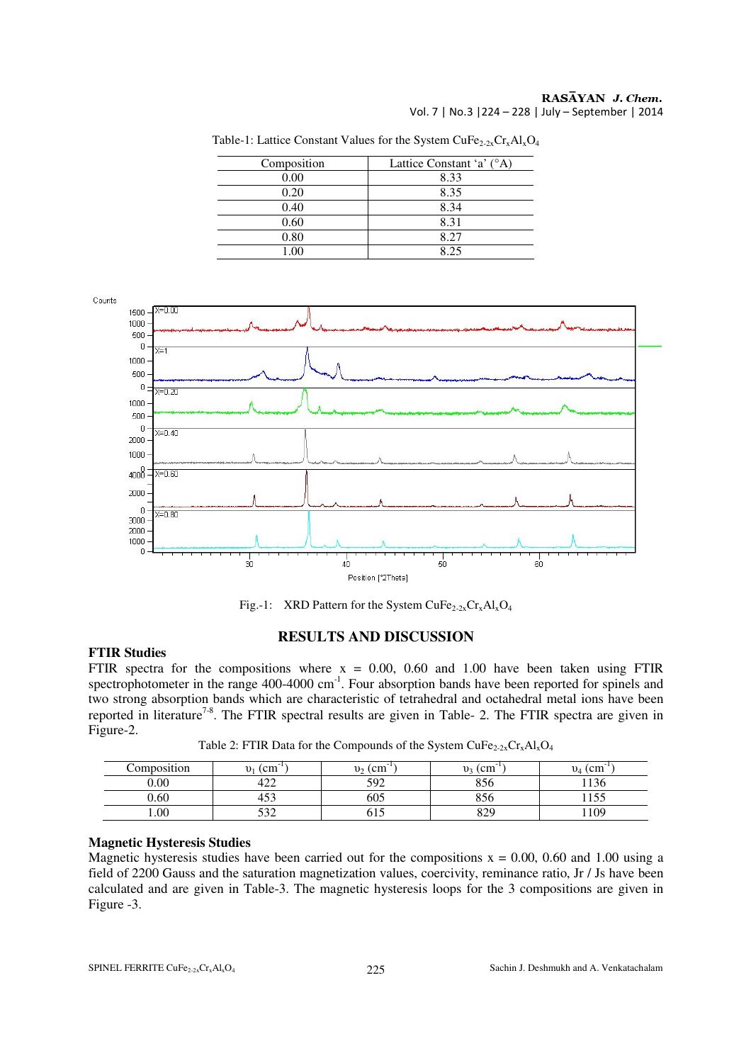Table-1: Lattice Constant Values for the System $CuFe_{2-2x}Cr_xAl_xO_4$

| Composition | Lattice Constant 'a' (°A) |
|---|---|
| 0.00 | 8.33 |
| 0.20 | 8.35 |
| 0.40 | 8.34 |
| 0.60 | 8.31 |
| 0.80 | 8.27 |
| 1.00 | 8.25 |

Fig.-1: XRD Pattern for the System $CuFe_{2-2x}Cr_xAl_xO_4$

## RESULTS AND DISCUSSION

### FTIR Studies

FTIR spectra for the compositions where x = 0.00, 0.60 and 1.00 have been taken using FTIR spectrophotometer in the range 400-4000 $cm^{-1}$. Four absorption bands have been reported for spinels and two strong absorption bands which are characteristic of tetrahedral and octahedral metal ions have been reported in literature[7-8]. The FTIR spectral results are given in Table- 2. The FTIR spectra are given in Figure-2.

Table 2: FTIR Data for the Compounds of the System $CuFe_{2-2x}Cr_xAl_xO_4$

| Composition | $\upsilon_1$ ($cm^{-1}$) | $\upsilon_2$ ($cm^{-1}$) | $\upsilon_3$ ($cm^{-1}$) | $\upsilon_4$ ($cm^{-1}$) |
|---|---|---|---|---|
| 0.00 | 422 | 592 | 856 | 1136 |
| 0.60 | 453 | 605 | 856 | 1155 |
| 1.00 | 532 | 615 | 829 | 1109 |

### Magnetic Hysteresis Studies

Magnetic hysteresis studies have been carried out for the compositions x = 0.00, 0.60 and 1.00 using a field of 2200 Gauss and the saturation magnetization values, coercivity, reminance ratio, Jr / Js have been calculated and are given in Table-3. The magnetic hysteresis loops for the 3 compositions are given in Figure -3.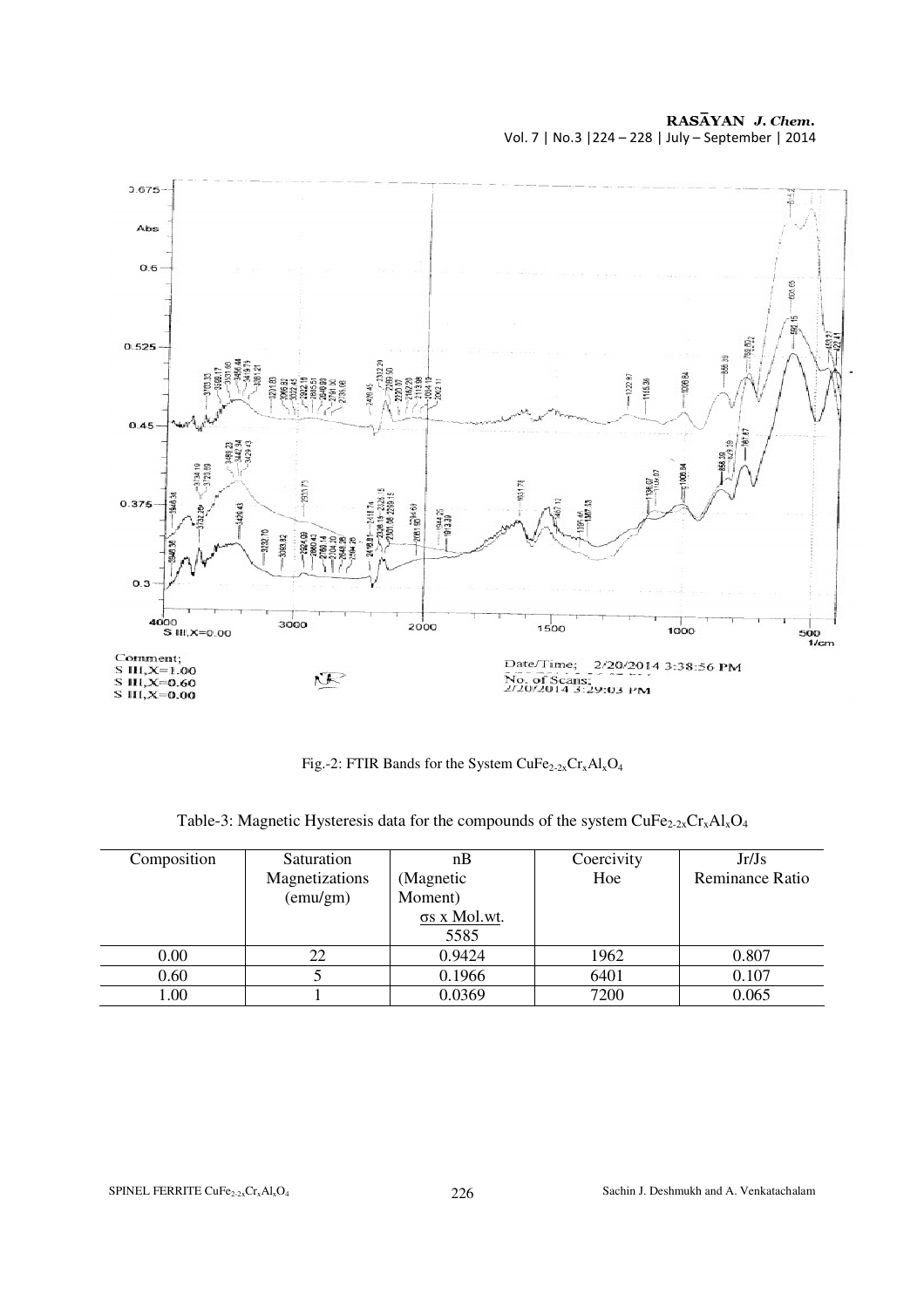Fig.-2: FTIR Bands for the System $CuFe_{2-2x}Cr_xAl_xO_4$

Table-3: Magnetic Hysteresis data for the compounds of the system $CuFe_{2-2x}Cr_xAl_xO_4$

| Composition | Saturation Magnetizations (emu/gm) | nB (Magnetic Moment) $\frac{\sigma s \times Mol.wt.}{5585}$ | Coercivity Hoe | Jr/Js Reminance Ratio |
|---|---|---|---|---|
| 0.00 | 22 | 0.9424 | 1962 | 0.807 |
| 0.60 | 5 | 0.1966 | 6401 | 0.107 |
| 1.00 | 1 | 0.0369 | 7200 | 0.065 |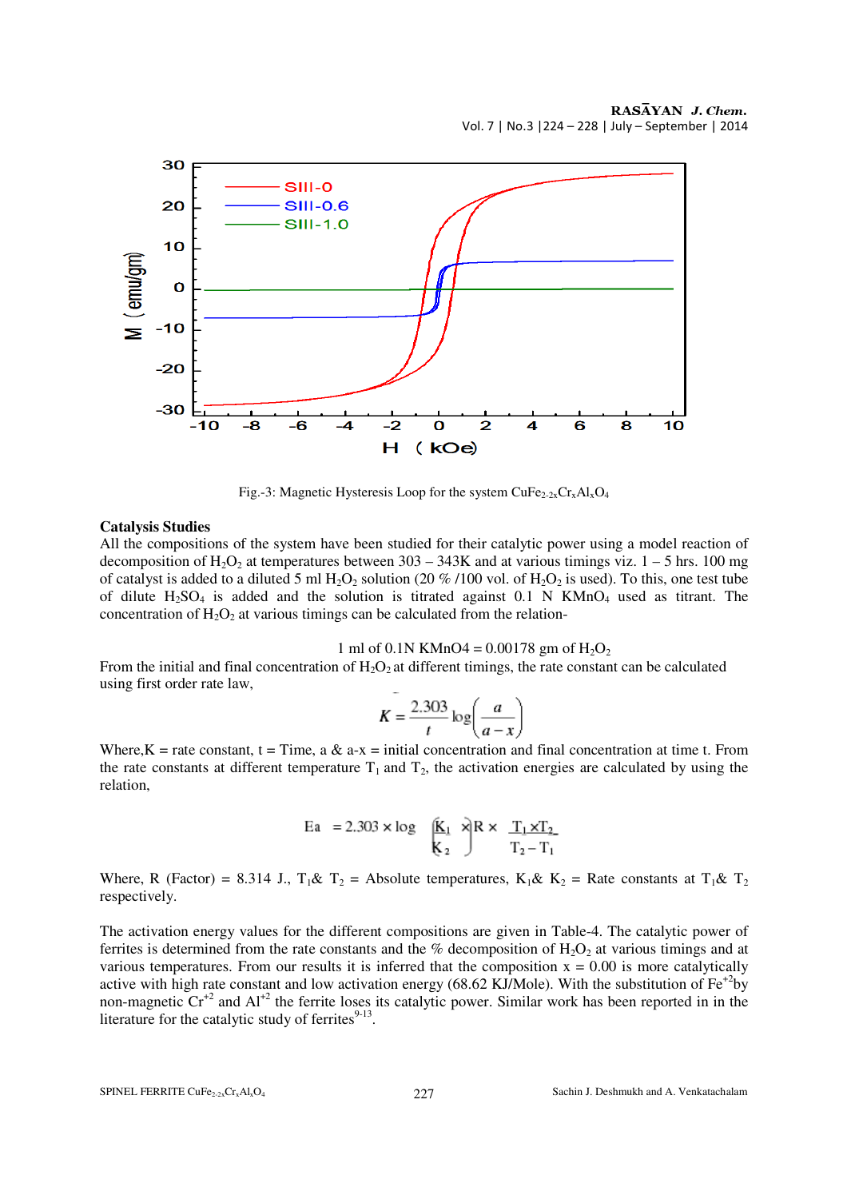Fig.-3: Magnetic Hysteresis Loop for the system $CuFe_{2-2x}Cr_xAl_xO_4$

**Catalysis Studies**

All the compositions of the system have been studied for their catalytic power using a model reaction of decomposition of $H_2O_2$ at temperatures between 303 – 343K and at various timings viz. 1 – 5 hrs. 100 mg of catalyst is added to a diluted 5 ml $H_2O_2$ solution (20 % /100 vol. of $H_2O_2$ is used). To this, one test tube of dilute $H_2SO_4$ is added and the solution is titrated against 0.1 N $KMnO_4$ used as titrant. The concentration of $H_2O_2$ at various timings can be calculated from the relation-

1 ml of 0.1N KMnO4 = 0.00178 gm of $H_2O_2$

From the initial and final concentration of $H_2O_2$ at different timings, the rate constant can be calculated using first order rate law,

$$K = \frac{2.303}{t} \log\left(\frac{a}{a-x}\right)$$

Where,K = rate constant, t = Time, a & a-x = initial concentration and final concentration at time t. From the rate constants at different temperature $T_1$ and $T_2$, the activation energies are calculated by using the relation,

$$Ea = 2.303 \times \log\left(\frac{K_1}{K_2}\right) R \times \frac{T_1 \times T_2}{T_2 - T_1}$$

Where, R (Factor) = 8.314 J., $T_1$& $T_2$ = Absolute temperatures, $K_1$& $K_2$ = Rate constants at $T_1$& $T_2$ respectively.

The activation energy values for the different compositions are given in Table-4. The catalytic power of ferrites is determined from the rate constants and the % decomposition of $H_2O_2$ at various timings and at various temperatures. From our results it is inferred that the composition x = 0.00 is more catalytically active with high rate constant and low activation energy (68.62 KJ/Mole). With the substitution of $Fe^{+2}$by non-magnetic $Cr^{+2}$ and $Al^{+2}$ the ferrite loses its catalytic power. Similar work has been reported in in the literature for the catalytic study of ferrites[9-13].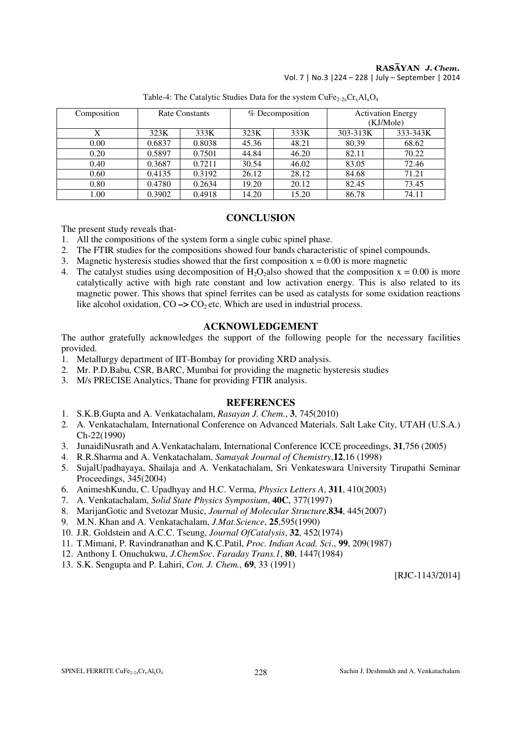Table-4: The Catalytic Studies Data for the system $CuFe_{2-2x}Cr_xAl_xO_4$

| Composition | Rate Constants | | % Decomposition | | Activation Energy (KJ/Mole) | |
|---|---|---|---|---|---|---|
| X | 323K | 333K | 323K | 333K | 303-313K | 333-343K |
| 0.00 | 0.6837 | 0.8038 | 45.36 | 48.21 | 80.39 | 68.62 |
| 0.20 | 0.5897 | 0.7501 | 44.84 | 46.20 | 82.11 | 70.22 |
| 0.40 | 0.3687 | 0.7211 | 30.54 | 46.02 | 83.05 | 72.46 |
| 0.60 | 0.4135 | 0.3192 | 26.12 | 28.12 | 84.68 | 71.21 |
| 0.80 | 0.4780 | 0.2634 | 19.20 | 20.12 | 82.45 | 73.45 |
| 1.00 | 0.3902 | 0.4918 | 14.20 | 15.20 | 86.78 | 74.11 |

## CONCLUSION

The present study reveals that-

1. All the compositions of the system form a single cubic spinel phase.
2. The FTIR studies for the compositions showed four bands characteristic of spinel compounds.
3. Magnetic hysteresis studies showed that the first composition $x = 0.00$ is more magnetic
4. The catalyst studies using decomposition of $H_2O_2$also showed that the composition $x = 0.00$ is more catalytically active with high rate constant and low activation energy. This is also related to its magnetic power. This shows that spinel ferrites can be used as catalysts for some oxidation reactions like alcohol oxidation, CO –> $CO_2$ etc. Which are used in industrial process.

## ACKNOWLEDGEMENT

The author gratefully acknowledges the support of the following people for the necessary facilities provided.

1. Metallurgy department of IIT-Bombay for providing XRD analysis.
2. Mr. P.D.Babu, CSR, BARC, Mumbai for providing the magnetic hysteresis studies
3. M/s PRECISE Analytics, Thane for providing FTIR analysis.

## REFERENCES

1. S.K.B.Gupta and A. Venkatachalam, *Rasayan J. Chem*., **3**, 745(2010)
2. A. Venkatachalam, International Conference on Advanced Materials. Salt Lake City, UTAH (U.S.A.) Ch-22(1990)
3. JunaidiNusrath and A.Venkatachalam, International Conference ICCE proceedings, **31**,756 (2005)
4. R.R.Sharma and A. Venkatachalam, *Samayak Journal of Chemistry*,**12**,16 (1998)
5. SujalUpadhayaya, Shailaja and A. Venkatachalam, Sri Venkateswara University Tirupathi Seminar Proceedings, 345(2004)
6. AnimeshKundu, C. Upadhyay and H.C. Verma, *Physics Letters A*, **311**, 410(2003)
7. A. Venkatachalam, *Solid State Physics Symposium*, **40C**, 377(1997)
8. MarijanGotic and Svetozar Music, *Journal of Molecular Structure*,**834**, 445(2007)
9. M.N. Khan and A. Venkatachalam, *J.Mat.Science*, **25**,595(1990)
10. J.R. Goldstein and A.C.C. Tseung, *Journal OfCatalysis*, **32**, 452(1974)
11. T.Mimani, P. Ravindranathan and K.C.Patil, *Proc. Indian Acad. Sci*., **99**, 209(1987)
12. Anthony I. Onuchukwu, *J.ChemSoc. Faraday Trans.1*, **80**, 1447(1984)
13. S.K. Sengupta and P. Lahiri, *Con. J. Chem.,* **69**, 33 (1991)

[RJC-1143/2014]